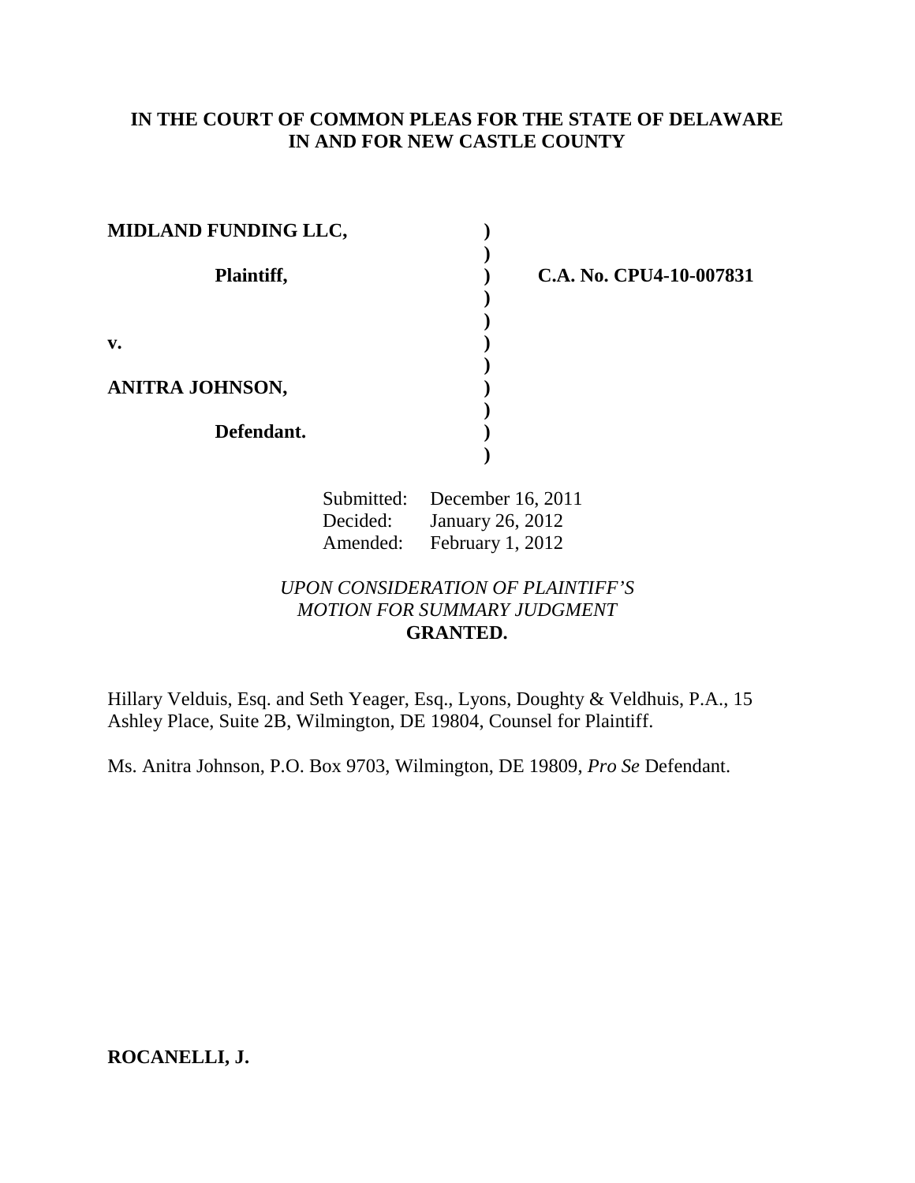**IN THE COURT OF COMMON PLEAS FOR THE STATE OF DELAWARE**
**IN AND FOR NEW CASTLE COUNTY**

| | | |
|---|---|---|
| **MIDLAND FUNDING LLC,** | ) | |
| | ) | |
| **Plaintiff,** | ) | **C.A. No. CPU4-10-007831** |
| | ) | |
| | ) | |
| **v.** | ) | |
| | ) | |
| **ANITRA JOHNSON,** | ) | |
| | ) | |
| **Defendant.** | ) | |
| | ) | |

Submitted: December 16, 2011
Decided: January 26, 2012
Amended: February 1, 2012

*UPON CONSIDERATION OF PLAINTIFF'S MOTION FOR SUMMARY JUDGMENT*
**GRANTED.**

Hillary Velduis, Esq. and Seth Yeager, Esq., Lyons, Doughty & Veldhuis, P.A., 15 Ashley Place, Suite 2B, Wilmington, DE 19804, Counsel for Plaintiff.

Ms. Anitra Johnson, P.O. Box 9703, Wilmington, DE 19809, *Pro Se* Defendant.

**ROCANELLI, J.**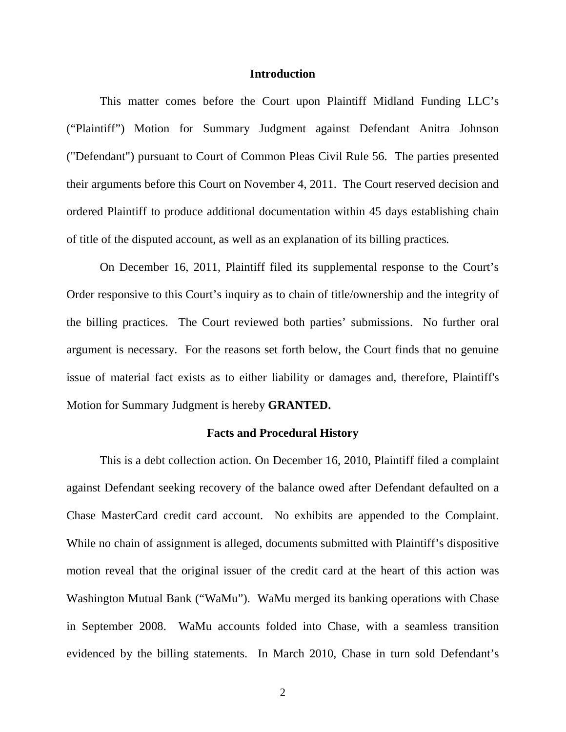## Introduction

This matter comes before the Court upon Plaintiff Midland Funding LLC's ("Plaintiff") Motion for Summary Judgment against Defendant Anitra Johnson ("Defendant") pursuant to Court of Common Pleas Civil Rule 56. The parties presented their arguments before this Court on November 4, 2011. The Court reserved decision and ordered Plaintiff to produce additional documentation within 45 days establishing chain of title of the disputed account, as well as an explanation of its billing practices.

On December 16, 2011, Plaintiff filed its supplemental response to the Court's Order responsive to this Court's inquiry as to chain of title/ownership and the integrity of the billing practices. The Court reviewed both parties' submissions. No further oral argument is necessary. For the reasons set forth below, the Court finds that no genuine issue of material fact exists as to either liability or damages and, therefore, Plaintiff's Motion for Summary Judgment is hereby **GRANTED.**

## Facts and Procedural History

This is a debt collection action. On December 16, 2010, Plaintiff filed a complaint against Defendant seeking recovery of the balance owed after Defendant defaulted on a Chase MasterCard credit card account. No exhibits are appended to the Complaint. While no chain of assignment is alleged, documents submitted with Plaintiff's dispositive motion reveal that the original issuer of the credit card at the heart of this action was Washington Mutual Bank ("WaMu"). WaMu merged its banking operations with Chase in September 2008. WaMu accounts folded into Chase, with a seamless transition evidenced by the billing statements. In March 2010, Chase in turn sold Defendant's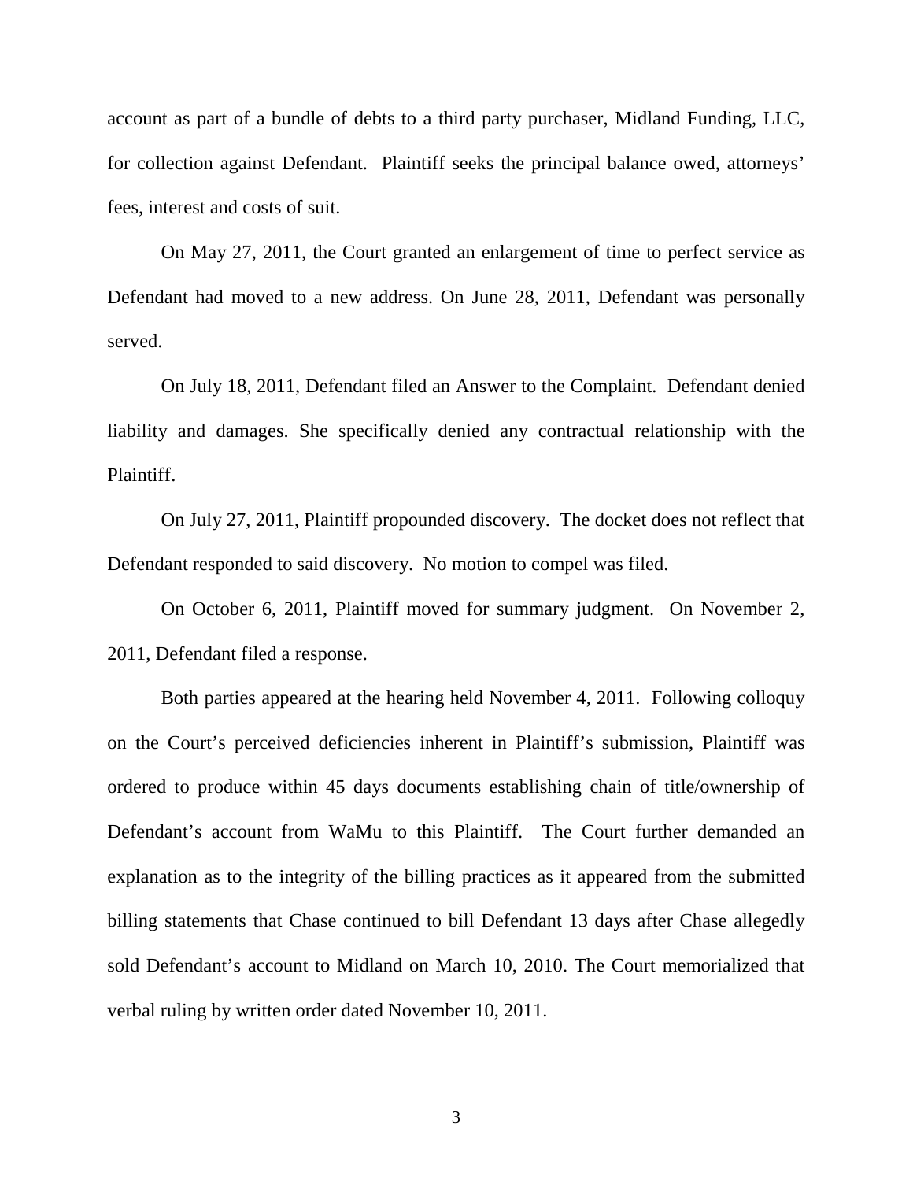account as part of a bundle of debts to a third party purchaser, Midland Funding, LLC, for collection against Defendant. Plaintiff seeks the principal balance owed, attorneys' fees, interest and costs of suit.

On May 27, 2011, the Court granted an enlargement of time to perfect service as Defendant had moved to a new address. On June 28, 2011, Defendant was personally served.

On July 18, 2011, Defendant filed an Answer to the Complaint. Defendant denied liability and damages. She specifically denied any contractual relationship with the Plaintiff.

On July 27, 2011, Plaintiff propounded discovery. The docket does not reflect that Defendant responded to said discovery. No motion to compel was filed.

On October 6, 2011, Plaintiff moved for summary judgment. On November 2, 2011, Defendant filed a response.

Both parties appeared at the hearing held November 4, 2011. Following colloquy on the Court's perceived deficiencies inherent in Plaintiff's submission, Plaintiff was ordered to produce within 45 days documents establishing chain of title/ownership of Defendant's account from WaMu to this Plaintiff. The Court further demanded an explanation as to the integrity of the billing practices as it appeared from the submitted billing statements that Chase continued to bill Defendant 13 days after Chase allegedly sold Defendant's account to Midland on March 10, 2010. The Court memorialized that verbal ruling by written order dated November 10, 2011.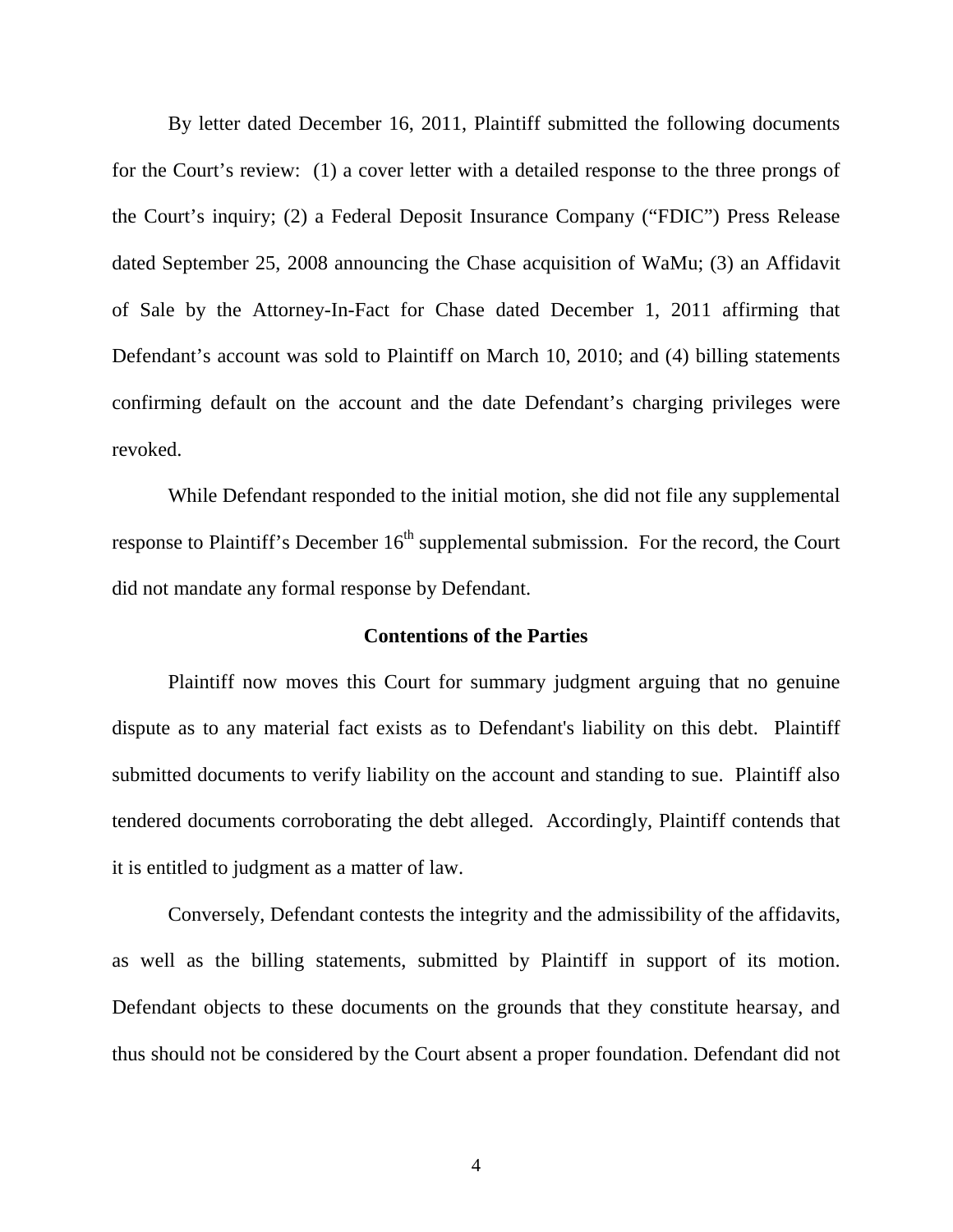By letter dated December 16, 2011, Plaintiff submitted the following documents for the Court's review: (1) a cover letter with a detailed response to the three prongs of the Court's inquiry; (2) a Federal Deposit Insurance Company ("FDIC") Press Release dated September 25, 2008 announcing the Chase acquisition of WaMu; (3) an Affidavit of Sale by the Attorney-In-Fact for Chase dated December 1, 2011 affirming that Defendant's account was sold to Plaintiff on March 10, 2010; and (4) billing statements confirming default on the account and the date Defendant's charging privileges were revoked.

While Defendant responded to the initial motion, she did not file any supplemental response to Plaintiff's December 16th supplemental submission. For the record, the Court did not mandate any formal response by Defendant.

## Contentions of the Parties

Plaintiff now moves this Court for summary judgment arguing that no genuine dispute as to any material fact exists as to Defendant's liability on this debt. Plaintiff submitted documents to verify liability on the account and standing to sue. Plaintiff also tendered documents corroborating the debt alleged. Accordingly, Plaintiff contends that it is entitled to judgment as a matter of law.

Conversely, Defendant contests the integrity and the admissibility of the affidavits, as well as the billing statements, submitted by Plaintiff in support of its motion. Defendant objects to these documents on the grounds that they constitute hearsay, and thus should not be considered by the Court absent a proper foundation. Defendant did not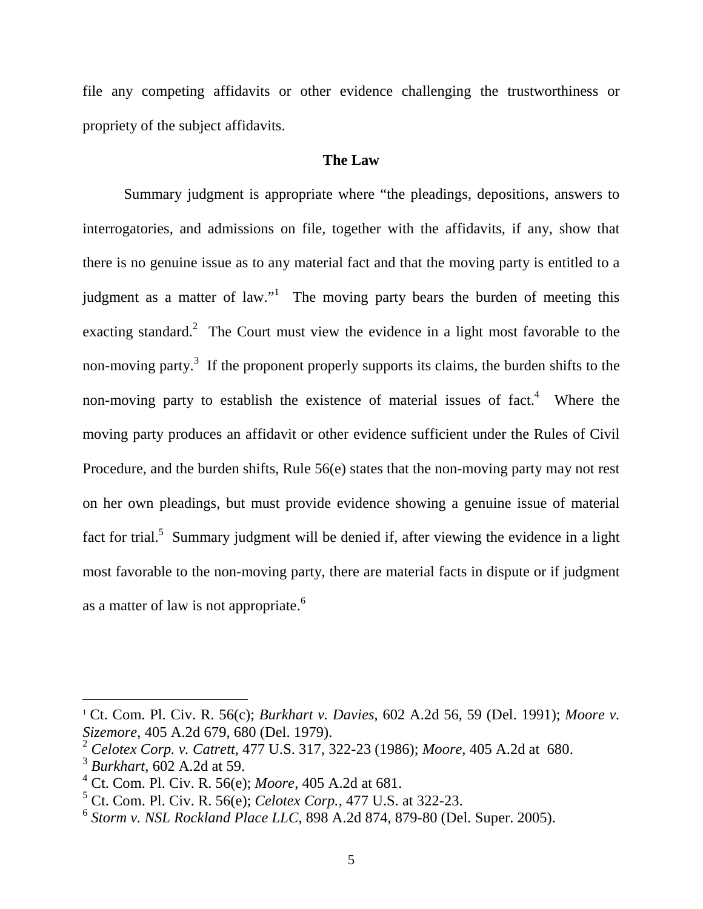file any competing affidavits or other evidence challenging the trustworthiness or propriety of the subject affidavits.

**The Law**

Summary judgment is appropriate where "the pleadings, depositions, answers to interrogatories, and admissions on file, together with the affidavits, if any, show that there is no genuine issue as to any material fact and that the moving party is entitled to a judgment as a matter of law."[1] The moving party bears the burden of meeting this exacting standard.[2] The Court must view the evidence in a light most favorable to the non-moving party.[3] If the proponent properly supports its claims, the burden shifts to the non-moving party to establish the existence of material issues of fact.[4] Where the moving party produces an affidavit or other evidence sufficient under the Rules of Civil Procedure, and the burden shifts, Rule 56(e) states that the non-moving party may not rest on her own pleadings, but must provide evidence showing a genuine issue of material fact for trial.[5] Summary judgment will be denied if, after viewing the evidence in a light most favorable to the non-moving party, there are material facts in dispute or if judgment as a matter of law is not appropriate.[6]

---

[1] Ct. Com. Pl. Civ. R. 56(c); *Burkhart v. Davies*, 602 A.2d 56, 59 (Del. 1991); *Moore v. Sizemore*, 405 A.2d 679, 680 (Del. 1979).

[2] *Celotex Corp. v. Catrett*, 477 U.S. 317, 322-23 (1986); *Moore*, 405 A.2d at 680.

[3] *Burkhart*, 602 A.2d at 59.

[4] Ct. Com. Pl. Civ. R. 56(e); *Moore*, 405 A.2d at 681.

[5] Ct. Com. Pl. Civ. R. 56(e); *Celotex Corp.*, 477 U.S. at 322-23.

[6] *Storm v. NSL Rockland Place LLC*, 898 A.2d 874, 879-80 (Del. Super. 2005).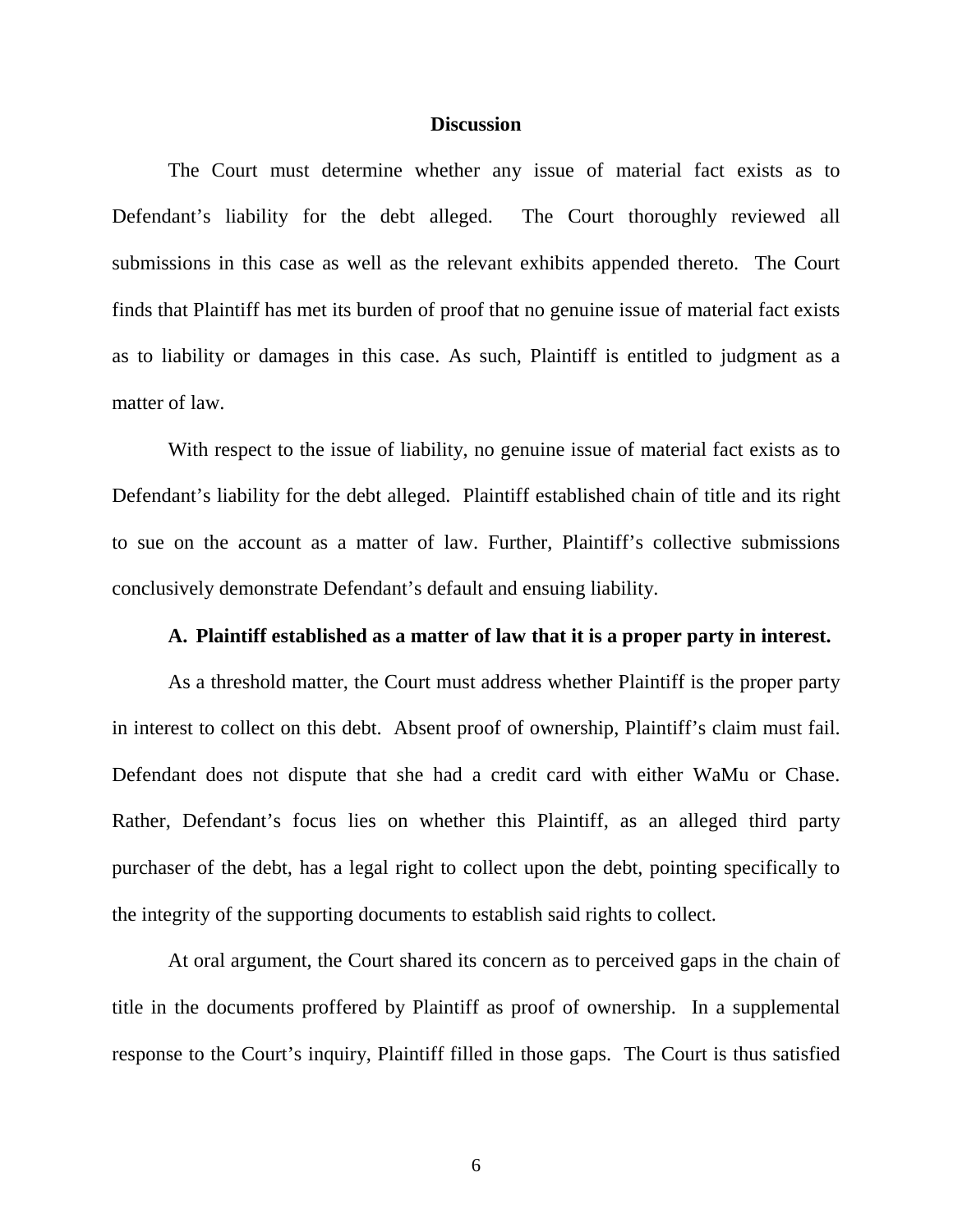## Discussion

The Court must determine whether any issue of material fact exists as to Defendant's liability for the debt alleged. The Court thoroughly reviewed all submissions in this case as well as the relevant exhibits appended thereto. The Court finds that Plaintiff has met its burden of proof that no genuine issue of material fact exists as to liability or damages in this case. As such, Plaintiff is entitled to judgment as a matter of law.

With respect to the issue of liability, no genuine issue of material fact exists as to Defendant's liability for the debt alleged. Plaintiff established chain of title and its right to sue on the account as a matter of law. Further, Plaintiff's collective submissions conclusively demonstrate Defendant's default and ensuing liability.

### A. Plaintiff established as a matter of law that it is a proper party in interest.

As a threshold matter, the Court must address whether Plaintiff is the proper party in interest to collect on this debt. Absent proof of ownership, Plaintiff's claim must fail. Defendant does not dispute that she had a credit card with either WaMu or Chase. Rather, Defendant's focus lies on whether this Plaintiff, as an alleged third party purchaser of the debt, has a legal right to collect upon the debt, pointing specifically to the integrity of the supporting documents to establish said rights to collect.

At oral argument, the Court shared its concern as to perceived gaps in the chain of title in the documents proffered by Plaintiff as proof of ownership. In a supplemental response to the Court's inquiry, Plaintiff filled in those gaps. The Court is thus satisfied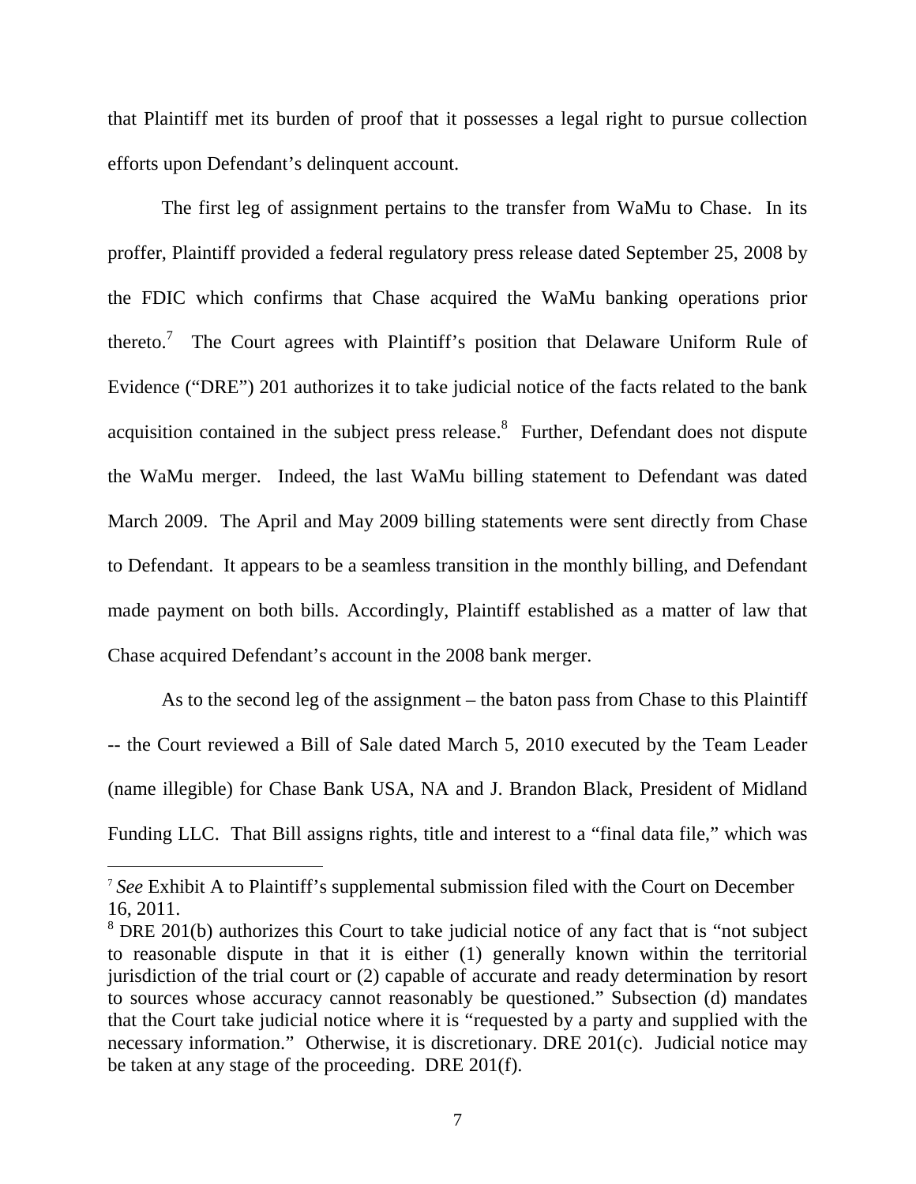that Plaintiff met its burden of proof that it possesses a legal right to pursue collection efforts upon Defendant's delinquent account.

The first leg of assignment pertains to the transfer from WaMu to Chase. In its proffer, Plaintiff provided a federal regulatory press release dated September 25, 2008 by the FDIC which confirms that Chase acquired the WaMu banking operations prior thereto.[7] The Court agrees with Plaintiff's position that Delaware Uniform Rule of Evidence ("DRE") 201 authorizes it to take judicial notice of the facts related to the bank acquisition contained in the subject press release.[8] Further, Defendant does not dispute the WaMu merger. Indeed, the last WaMu billing statement to Defendant was dated March 2009. The April and May 2009 billing statements were sent directly from Chase to Defendant. It appears to be a seamless transition in the monthly billing, and Defendant made payment on both bills. Accordingly, Plaintiff established as a matter of law that Chase acquired Defendant's account in the 2008 bank merger.

As to the second leg of the assignment – the baton pass from Chase to this Plaintiff -- the Court reviewed a Bill of Sale dated March 5, 2010 executed by the Team Leader (name illegible) for Chase Bank USA, NA and J. Brandon Black, President of Midland Funding LLC. That Bill assigns rights, title and interest to a "final data file," which was

---

[7] *See* Exhibit A to Plaintiff's supplemental submission filed with the Court on December 16, 2011.

[8] DRE 201(b) authorizes this Court to take judicial notice of any fact that is "not subject to reasonable dispute in that it is either (1) generally known within the territorial jurisdiction of the trial court or (2) capable of accurate and ready determination by resort to sources whose accuracy cannot reasonably be questioned." Subsection (d) mandates that the Court take judicial notice where it is "requested by a party and supplied with the necessary information." Otherwise, it is discretionary. DRE 201(c). Judicial notice may be taken at any stage of the proceeding. DRE 201(f).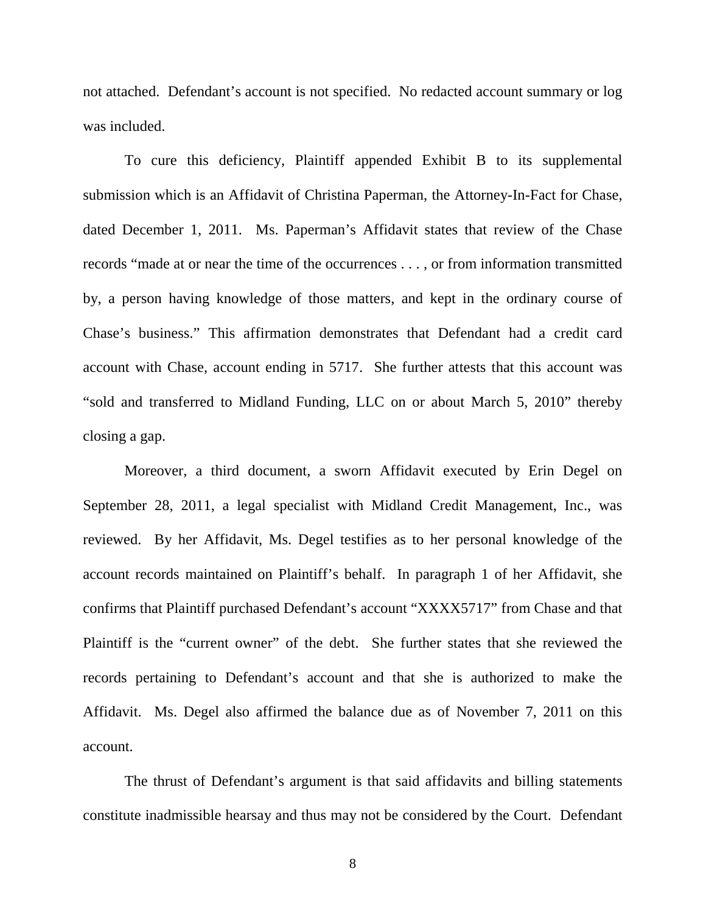not attached. Defendant's account is not specified. No redacted account summary or log was included.

To cure this deficiency, Plaintiff appended Exhibit B to its supplemental submission which is an Affidavit of Christina Paperman, the Attorney-In-Fact for Chase, dated December 1, 2011. Ms. Paperman's Affidavit states that review of the Chase records "made at or near the time of the occurrences . . . , or from information transmitted by, a person having knowledge of those matters, and kept in the ordinary course of Chase's business." This affirmation demonstrates that Defendant had a credit card account with Chase, account ending in 5717. She further attests that this account was "sold and transferred to Midland Funding, LLC on or about March 5, 2010" thereby closing a gap.

Moreover, a third document, a sworn Affidavit executed by Erin Degel on September 28, 2011, a legal specialist with Midland Credit Management, Inc., was reviewed. By her Affidavit, Ms. Degel testifies as to her personal knowledge of the account records maintained on Plaintiff's behalf. In paragraph 1 of her Affidavit, she confirms that Plaintiff purchased Defendant's account "XXXX5717" from Chase and that Plaintiff is the "current owner" of the debt. She further states that she reviewed the records pertaining to Defendant's account and that she is authorized to make the Affidavit. Ms. Degel also affirmed the balance due as of November 7, 2011 on this account.

The thrust of Defendant's argument is that said affidavits and billing statements constitute inadmissible hearsay and thus may not be considered by the Court. Defendant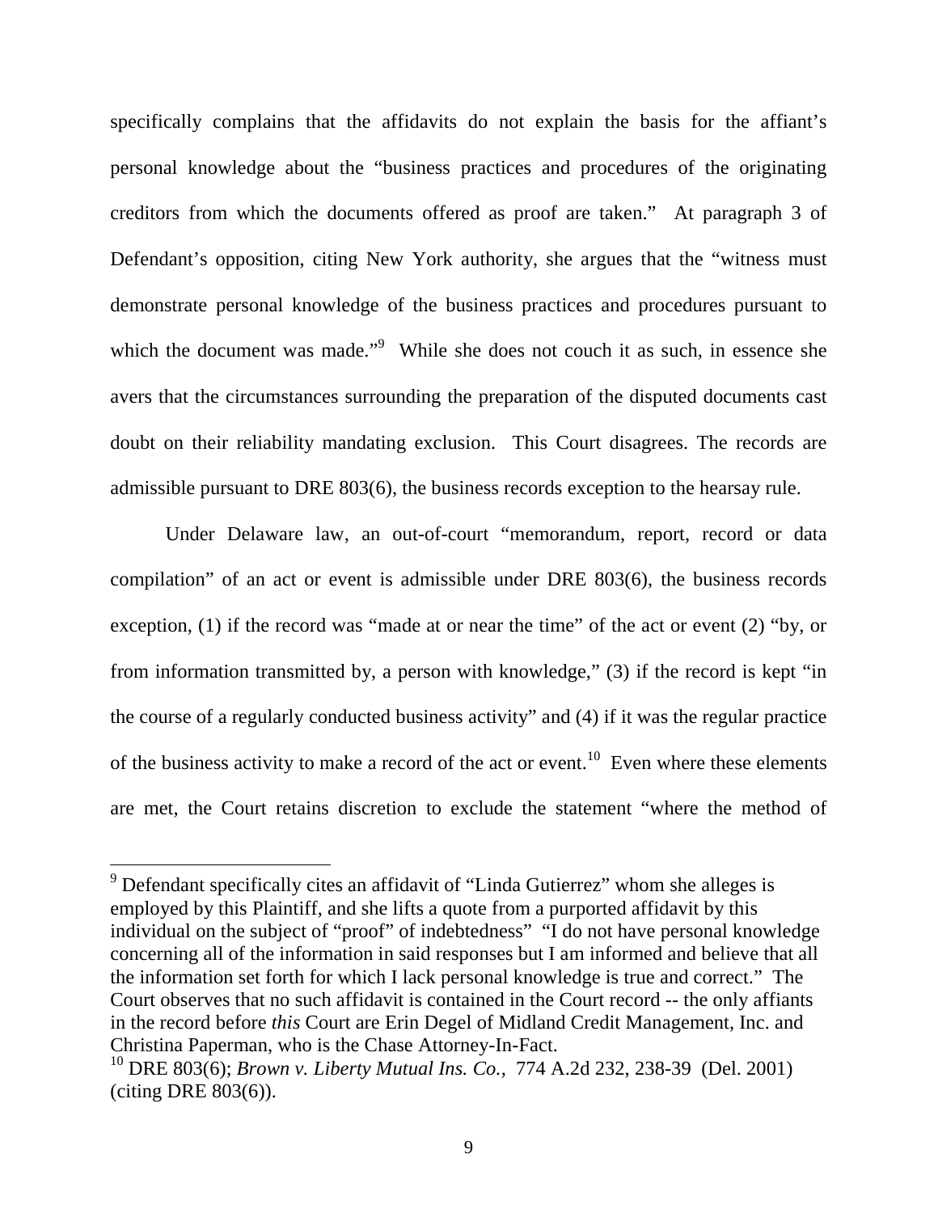specifically complains that the affidavits do not explain the basis for the affiant's personal knowledge about the "business practices and procedures of the originating creditors from which the documents offered as proof are taken." At paragraph 3 of Defendant's opposition, citing New York authority, she argues that the "witness must demonstrate personal knowledge of the business practices and procedures pursuant to which the document was made."[9] While she does not couch it as such, in essence she avers that the circumstances surrounding the preparation of the disputed documents cast doubt on their reliability mandating exclusion. This Court disagrees. The records are admissible pursuant to DRE 803(6), the business records exception to the hearsay rule.

Under Delaware law, an out-of-court "memorandum, report, record or data compilation" of an act or event is admissible under DRE 803(6), the business records exception, (1) if the record was "made at or near the time" of the act or event (2) "by, or from information transmitted by, a person with knowledge," (3) if the record is kept "in the course of a regularly conducted business activity" and (4) if it was the regular practice of the business activity to make a record of the act or event.[10] Even where these elements are met, the Court retains discretion to exclude the statement "where the method of

---

[9] Defendant specifically cites an affidavit of "Linda Gutierrez" whom she alleges is employed by this Plaintiff, and she lifts a quote from a purported affidavit by this individual on the subject of "proof" of indebtedness" "I do not have personal knowledge concerning all of the information in said responses but I am informed and believe that all the information set forth for which I lack personal knowledge is true and correct." The Court observes that no such affidavit is contained in the Court record -- the only affiants in the record before *this* Court are Erin Degel of Midland Credit Management, Inc. and Christina Paperman, who is the Chase Attorney-In-Fact.

[10] DRE 803(6); *Brown v. Liberty Mutual Ins. Co.,* 774 A.2d 232, 238-39 (Del. 2001) (citing DRE 803(6)).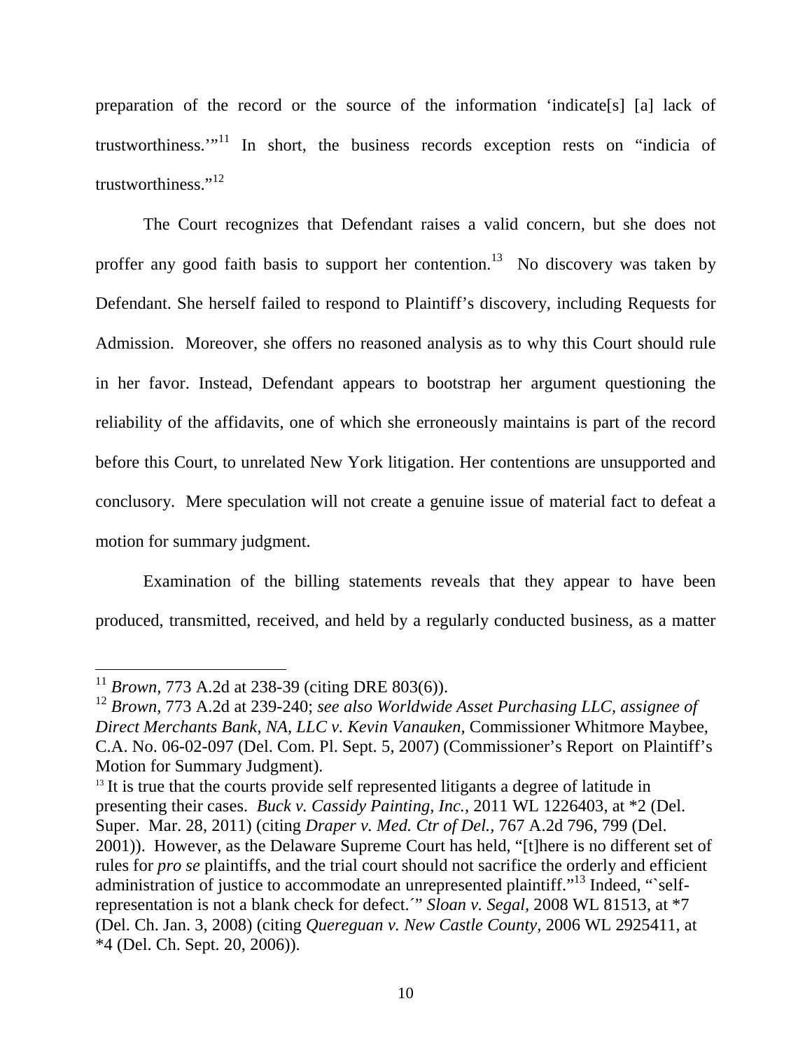preparation of the record or the source of the information 'indicate[s] [a] lack of trustworthiness.'"[11] In short, the business records exception rests on "indicia of trustworthiness."[12]

The Court recognizes that Defendant raises a valid concern, but she does not proffer any good faith basis to support her contention.[13] No discovery was taken by Defendant. She herself failed to respond to Plaintiff's discovery, including Requests for Admission. Moreover, she offers no reasoned analysis as to why this Court should rule in her favor. Instead, Defendant appears to bootstrap her argument questioning the reliability of the affidavits, one of which she erroneously maintains is part of the record before this Court, to unrelated New York litigation. Her contentions are unsupported and conclusory. Mere speculation will not create a genuine issue of material fact to defeat a motion for summary judgment.

Examination of the billing statements reveals that they appear to have been produced, transmitted, received, and held by a regularly conducted business, as a matter

---

[11] *Brown*, 773 A.2d at 238-39 (citing DRE 803(6)).

[12] *Brown*, 773 A.2d at 239-240; *see also Worldwide Asset Purchasing LLC, assignee of Direct Merchants Bank, NA, LLC v. Kevin Vanauken,* Commissioner Whitmore Maybee, C.A. No. 06-02-097 (Del. Com. Pl. Sept. 5, 2007) (Commissioner's Report on Plaintiff's Motion for Summary Judgment).

[13] It is true that the courts provide self represented litigants a degree of latitude in presenting their cases. *Buck v. Cassidy Painting, Inc.*, 2011 WL 1226403, at *2 (Del. Super. Mar. 28, 2011) (citing *Draper v. Med. Ctr of Del.*, 767 A.2d 796, 799 (Del. 2001)). However, as the Delaware Supreme Court has held, "[t]here is no different set of rules for *pro se* plaintiffs, and the trial court should not sacrifice the orderly and efficient administration of justice to accommodate an unrepresented plaintiff."[13] Indeed, "`self-representation is not a blank check for defect.´" *Sloan v. Segal*, 2008 WL 81513, at *7 (Del. Ch. Jan. 3, 2008) (citing *Quereguan v. New Castle County*, 2006 WL 2925411, at *4 (Del. Ch. Sept. 20, 2006)).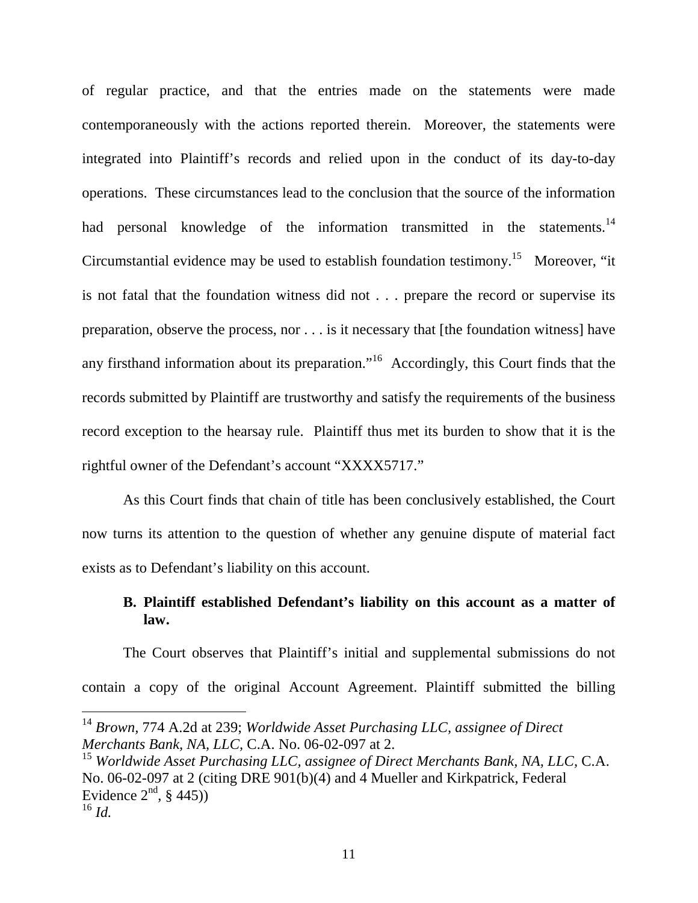of regular practice, and that the entries made on the statements were made contemporaneously with the actions reported therein. Moreover, the statements were integrated into Plaintiff's records and relied upon in the conduct of its day-to-day operations. These circumstances lead to the conclusion that the source of the information had personal knowledge of the information transmitted in the statements.[14] Circumstantial evidence may be used to establish foundation testimony.[15] Moreover, "it is not fatal that the foundation witness did not . . . prepare the record or supervise its preparation, observe the process, nor . . . is it necessary that [the foundation witness] have any firsthand information about its preparation."[16] Accordingly, this Court finds that the records submitted by Plaintiff are trustworthy and satisfy the requirements of the business record exception to the hearsay rule. Plaintiff thus met its burden to show that it is the rightful owner of the Defendant's account "XXXX5717."

As this Court finds that chain of title has been conclusively established, the Court now turns its attention to the question of whether any genuine dispute of material fact exists as to Defendant's liability on this account.

**B. Plaintiff established Defendant's liability on this account as a matter of law.**

The Court observes that Plaintiff's initial and supplemental submissions do not contain a copy of the original Account Agreement. Plaintiff submitted the billing

---

[14] *Brown*, 774 A.2d at 239; *Worldwide Asset Purchasing LLC, assignee of Direct Merchants Bank, NA, LLC*, C.A. No. 06-02-097 at 2.

[15] *Worldwide Asset Purchasing LLC, assignee of Direct Merchants Bank, NA, LLC*, C.A. No. 06-02-097 at 2 (citing DRE 901(b)(4) and 4 Mueller and Kirkpatrick, Federal Evidence 2nd, § 445))

[16] *Id.*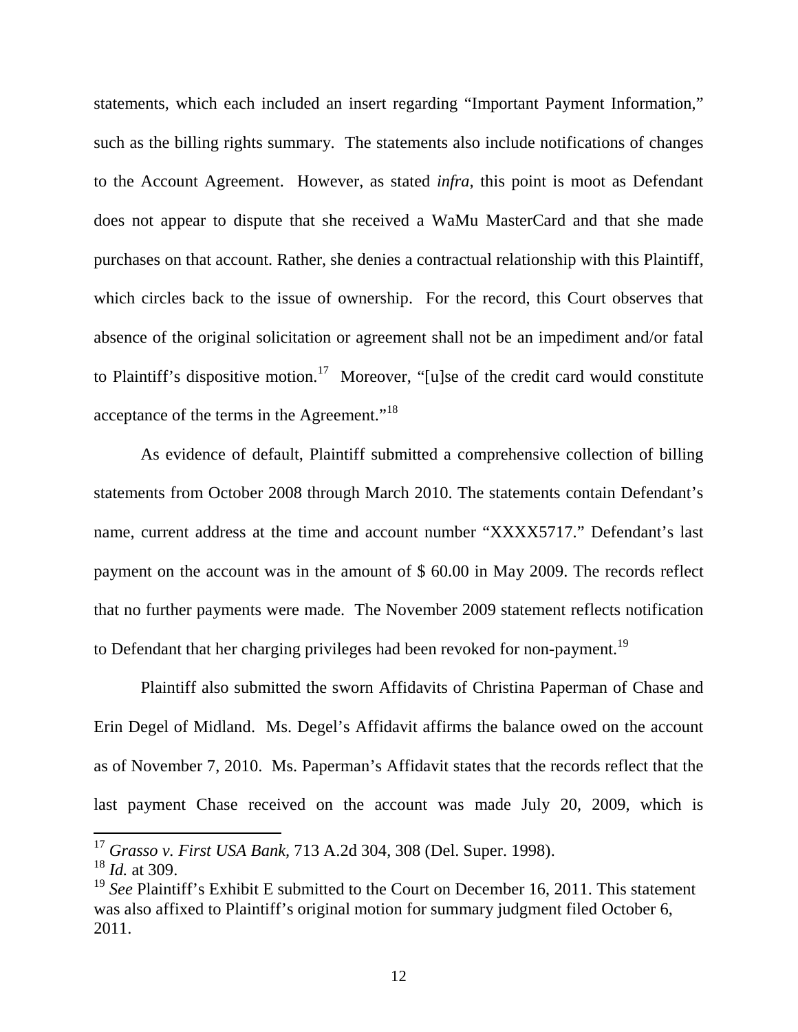statements, which each included an insert regarding "Important Payment Information," such as the billing rights summary. The statements also include notifications of changes to the Account Agreement. However, as stated *infra,* this point is moot as Defendant does not appear to dispute that she received a WaMu MasterCard and that she made purchases on that account. Rather, she denies a contractual relationship with this Plaintiff, which circles back to the issue of ownership. For the record, this Court observes that absence of the original solicitation or agreement shall not be an impediment and/or fatal to Plaintiff's dispositive motion.[17] Moreover, "[u]se of the credit card would constitute acceptance of the terms in the Agreement."[18]

As evidence of default, Plaintiff submitted a comprehensive collection of billing statements from October 2008 through March 2010. The statements contain Defendant's name, current address at the time and account number "XXXX5717." Defendant's last payment on the account was in the amount of $ 60.00 in May 2009. The records reflect that no further payments were made. The November 2009 statement reflects notification to Defendant that her charging privileges had been revoked for non-payment.[19]

Plaintiff also submitted the sworn Affidavits of Christina Paperman of Chase and Erin Degel of Midland. Ms. Degel's Affidavit affirms the balance owed on the account as of November 7, 2010. Ms. Paperman's Affidavit states that the records reflect that the last payment Chase received on the account was made July 20, 2009, which is

---

[17] *Grasso v. First USA Bank*, 713 A.2d 304, 308 (Del. Super. 1998).

[18] *Id.* at 309.

[19] *See* Plaintiff's Exhibit E submitted to the Court on December 16, 2011. This statement was also affixed to Plaintiff's original motion for summary judgment filed October 6, 2011.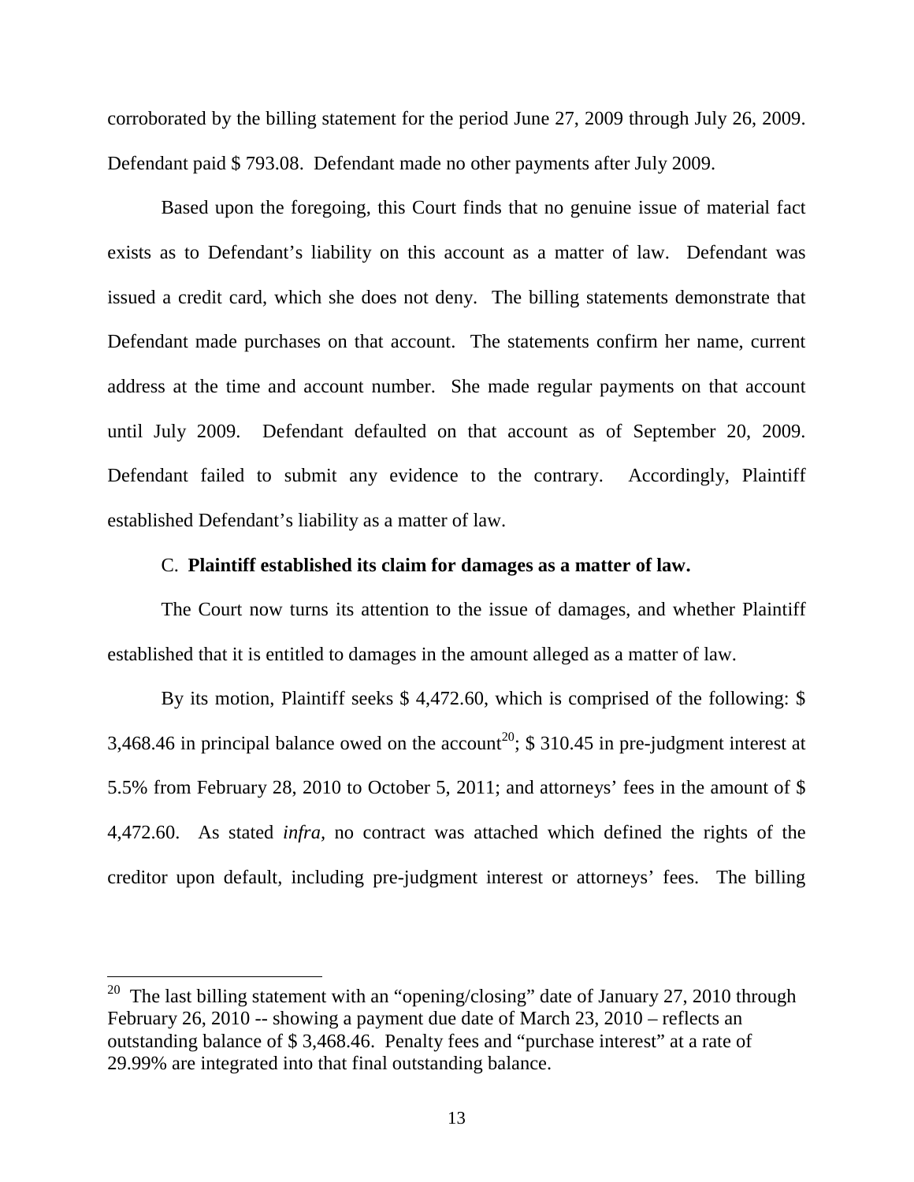corroborated by the billing statement for the period June 27, 2009 through July 26, 2009. Defendant paid $ 793.08. Defendant made no other payments after July 2009.

Based upon the foregoing, this Court finds that no genuine issue of material fact exists as to Defendant's liability on this account as a matter of law. Defendant was issued a credit card, which she does not deny. The billing statements demonstrate that Defendant made purchases on that account. The statements confirm her name, current address at the time and account number. She made regular payments on that account until July 2009. Defendant defaulted on that account as of September 20, 2009. Defendant failed to submit any evidence to the contrary. Accordingly, Plaintiff established Defendant's liability as a matter of law.

C. **Plaintiff established its claim for damages as a matter of law.**

The Court now turns its attention to the issue of damages, and whether Plaintiff established that it is entitled to damages in the amount alleged as a matter of law.

By its motion, Plaintiff seeks $ 4,472.60, which is comprised of the following: $ 3,468.46 in principal balance owed on the account[20]; $ 310.45 in pre-judgment interest at 5.5% from February 28, 2010 to October 5, 2011; and attorneys' fees in the amount of $ 4,472.60. As stated *infra*, no contract was attached which defined the rights of the creditor upon default, including pre-judgment interest or attorneys' fees. The billing

[20] The last billing statement with an "opening/closing" date of January 27, 2010 through February 26, 2010 -- showing a payment due date of March 23, 2010 – reflects an outstanding balance of $ 3,468.46. Penalty fees and "purchase interest" at a rate of 29.99% are integrated into that final outstanding balance.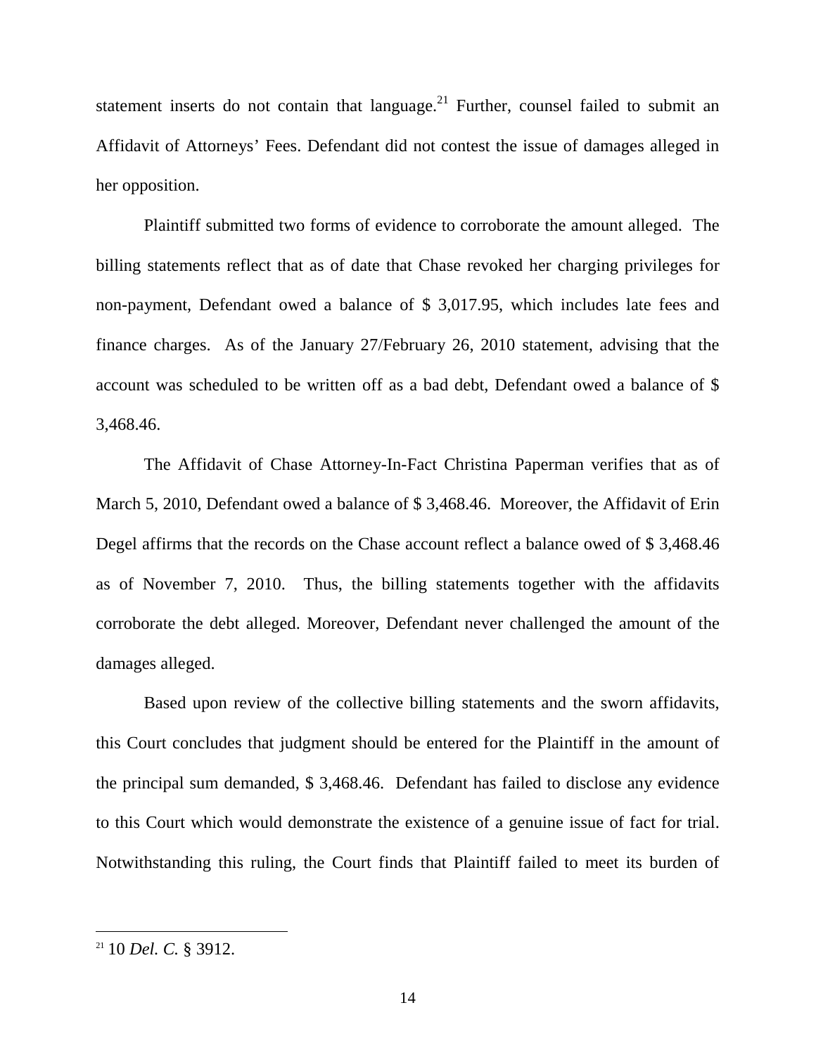statement inserts do not contain that language.[21] Further, counsel failed to submit an Affidavit of Attorneys' Fees. Defendant did not contest the issue of damages alleged in her opposition.

Plaintiff submitted two forms of evidence to corroborate the amount alleged. The billing statements reflect that as of date that Chase revoked her charging privileges for non-payment, Defendant owed a balance of $ 3,017.95, which includes late fees and finance charges. As of the January 27/February 26, 2010 statement, advising that the account was scheduled to be written off as a bad debt, Defendant owed a balance of $ 3,468.46.

The Affidavit of Chase Attorney-In-Fact Christina Paperman verifies that as of March 5, 2010, Defendant owed a balance of $ 3,468.46. Moreover, the Affidavit of Erin Degel affirms that the records on the Chase account reflect a balance owed of $ 3,468.46 as of November 7, 2010. Thus, the billing statements together with the affidavits corroborate the debt alleged. Moreover, Defendant never challenged the amount of the damages alleged.

Based upon review of the collective billing statements and the sworn affidavits, this Court concludes that judgment should be entered for the Plaintiff in the amount of the principal sum demanded, $ 3,468.46. Defendant has failed to disclose any evidence to this Court which would demonstrate the existence of a genuine issue of fact for trial. Notwithstanding this ruling, the Court finds that Plaintiff failed to meet its burden of

---

[21] 10 *Del. C.* § 3912.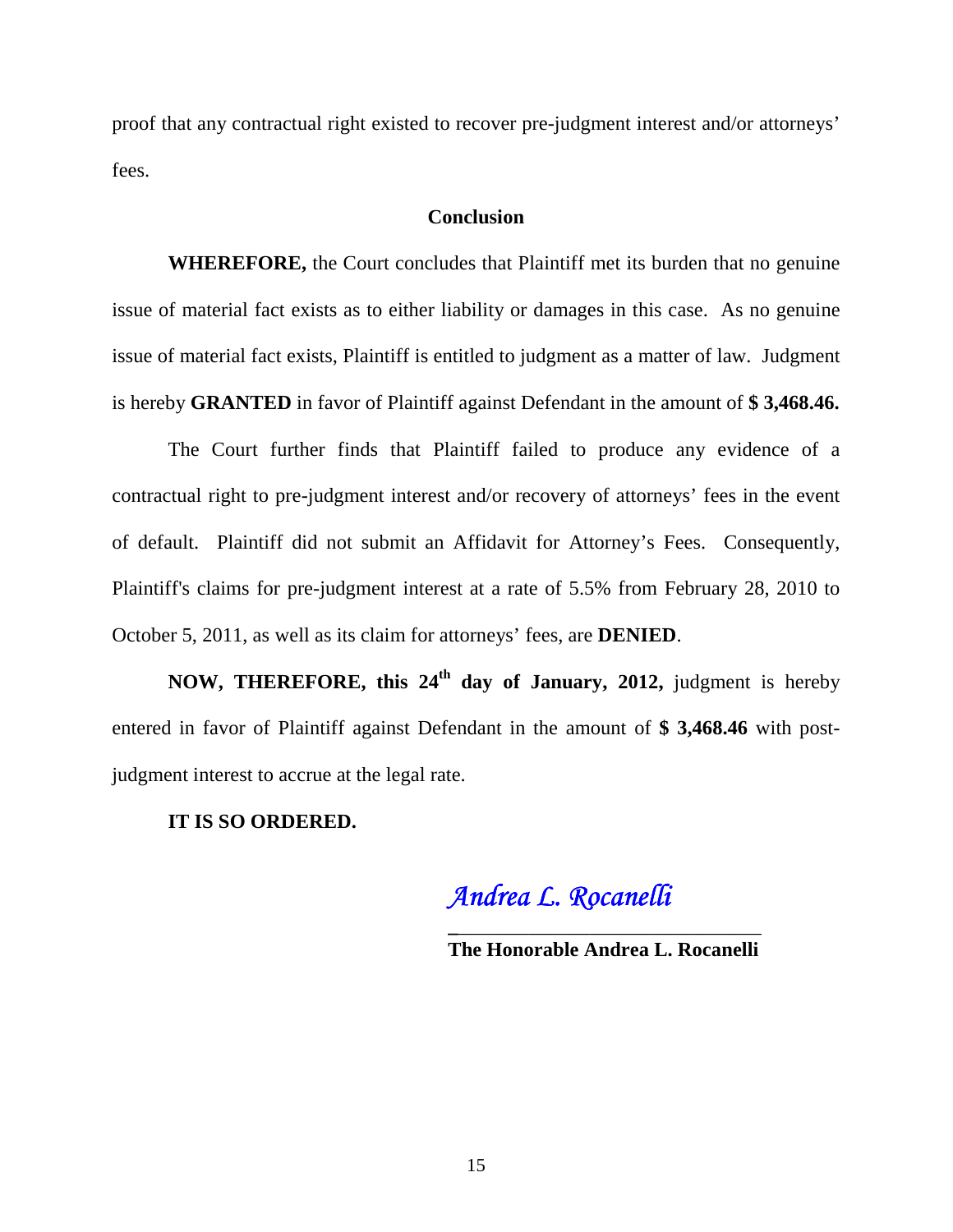proof that any contractual right existed to recover pre-judgment interest and/or attorneys' fees.

## Conclusion

**WHEREFORE,** the Court concludes that Plaintiff met its burden that no genuine issue of material fact exists as to either liability or damages in this case. As no genuine issue of material fact exists, Plaintiff is entitled to judgment as a matter of law. Judgment is hereby **GRANTED** in favor of Plaintiff against Defendant in the amount of **$ 3,468.46.**

The Court further finds that Plaintiff failed to produce any evidence of a contractual right to pre-judgment interest and/or recovery of attorneys' fees in the event of default. Plaintiff did not submit an Affidavit for Attorney's Fees. Consequently, Plaintiff's claims for pre-judgment interest at a rate of 5.5% from February 28, 2010 to October 5, 2011, as well as its claim for attorneys' fees, are **DENIED**.

**NOW, THEREFORE, this 24th day of January, 2012,** judgment is hereby entered in favor of Plaintiff against Defendant in the amount of **$ 3,468.46** with post-judgment interest to accrue at the legal rate.

**IT IS SO ORDERED.**

*Andrea L. Rocanelli*

**The Honorable Andrea L. Rocanelli**